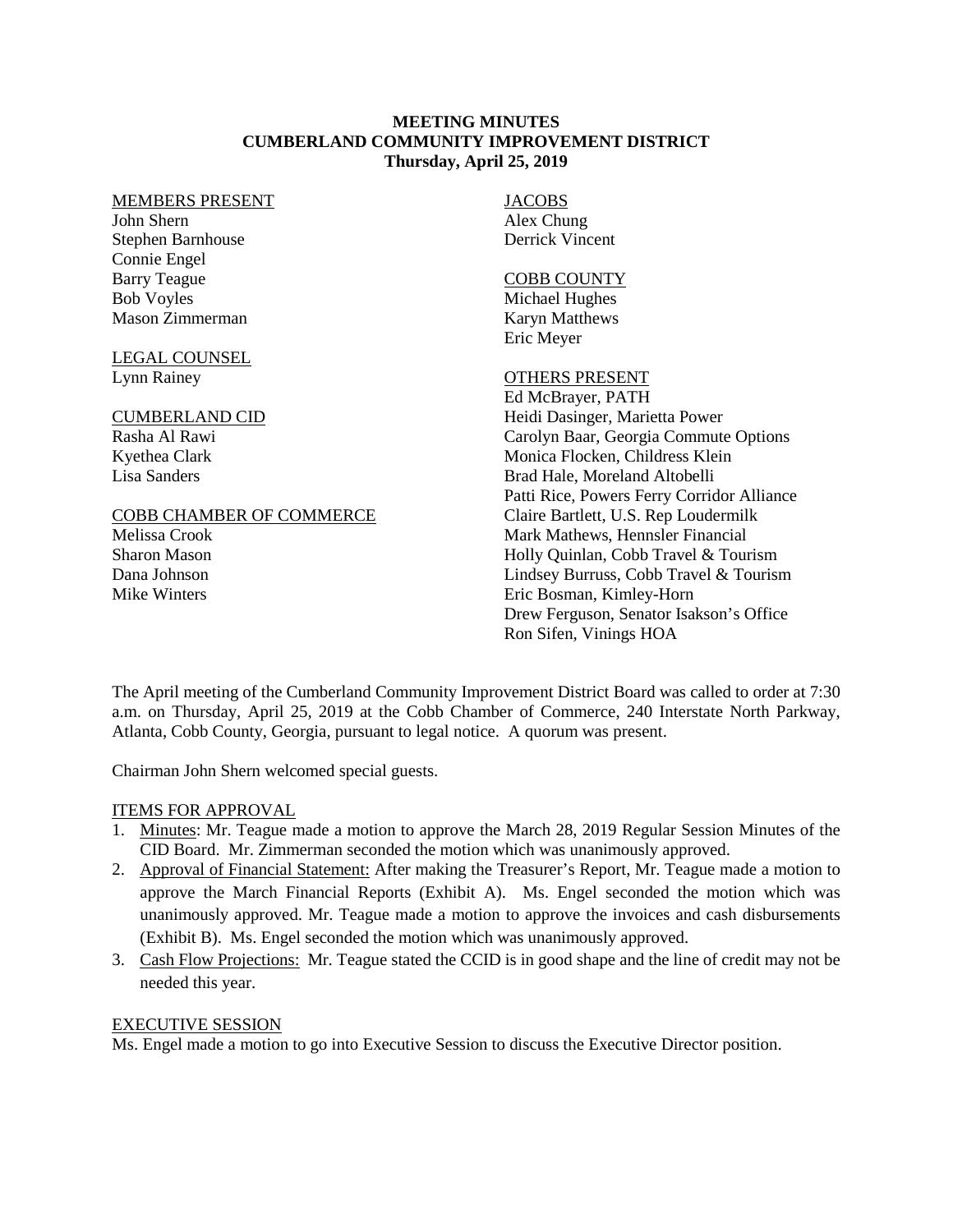**MEETING MINUTES**
**CUMBERLAND COMMUNITY IMPROVEMENT DISTRICT**
**Thursday, April 25, 2019**

MEMBERS PRESENT
John Shern
Stephen Barnhouse
Connie Engel
Barry Teague
Bob Voyles
Mason Zimmerman

LEGAL COUNSEL
Lynn Rainey

CUMBERLAND CID
Rasha Al Rawi
Kyethea Clark
Lisa Sanders

COBB CHAMBER OF COMMERCE
Melissa Crook
Sharon Mason
Dana Johnson
Mike Winters

JACOBS
Alex Chung
Derrick Vincent

COBB COUNTY
Michael Hughes
Karyn Matthews
Eric Meyer

OTHERS PRESENT
Ed McBrayer, PATH
Heidi Dasinger, Marietta Power
Carolyn Baar, Georgia Commute Options
Monica Flocken, Childress Klein
Brad Hale, Moreland Altobelli
Patti Rice, Powers Ferry Corridor Alliance
Claire Bartlett, U.S. Rep Loudermilk
Mark Mathews, Hennsler Financial
Holly Quinlan, Cobb Travel & Tourism
Lindsey Burruss, Cobb Travel & Tourism
Eric Bosman, Kimley-Horn
Drew Ferguson, Senator Isakson's Office
Ron Sifen, Vinings HOA

The April meeting of the Cumberland Community Improvement District Board was called to order at 7:30 a.m. on Thursday, April 25, 2019 at the Cobb Chamber of Commerce, 240 Interstate North Parkway, Atlanta, Cobb County, Georgia, pursuant to legal notice. A quorum was present.

Chairman John Shern welcomed special guests.

ITEMS FOR APPROVAL

1. Minutes: Mr. Teague made a motion to approve the March 28, 2019 Regular Session Minutes of the CID Board. Mr. Zimmerman seconded the motion which was unanimously approved.
2. Approval of Financial Statement: After making the Treasurer's Report, Mr. Teague made a motion to approve the March Financial Reports (Exhibit A). Ms. Engel seconded the motion which was unanimously approved. Mr. Teague made a motion to approve the invoices and cash disbursements (Exhibit B). Ms. Engel seconded the motion which was unanimously approved.
3. Cash Flow Projections: Mr. Teague stated the CCID is in good shape and the line of credit may not be needed this year.

EXECUTIVE SESSION

Ms. Engel made a motion to go into Executive Session to discuss the Executive Director position.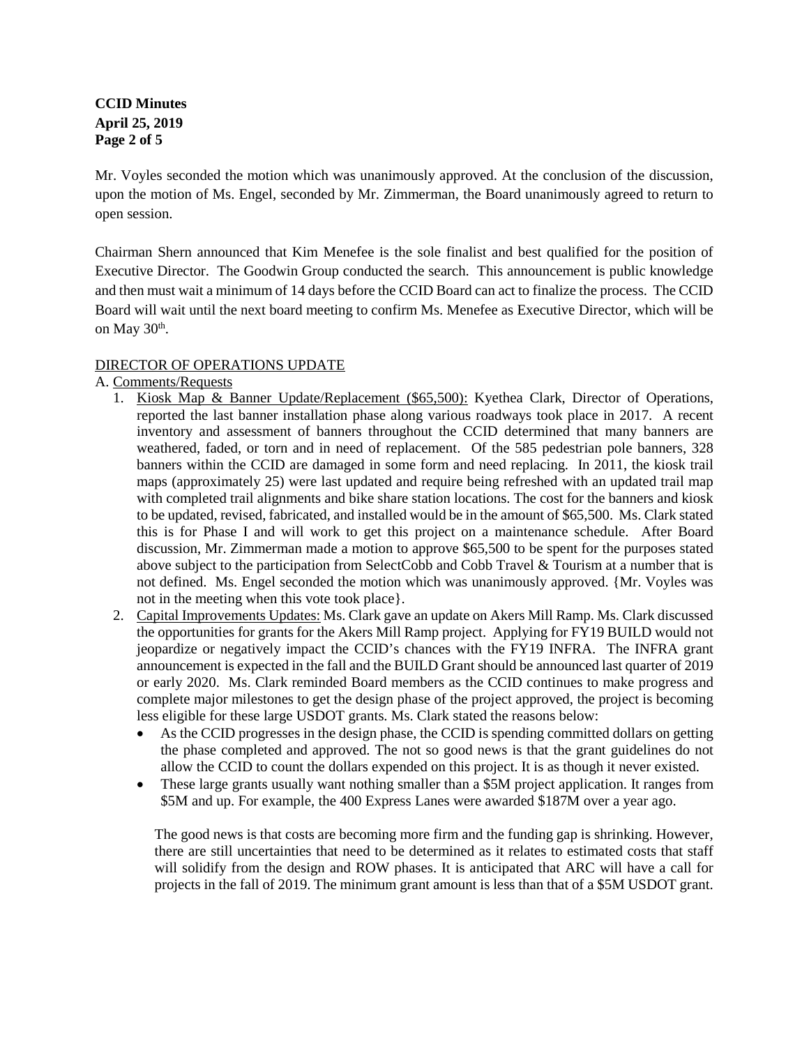Mr. Voyles seconded the motion which was unanimously approved. At the conclusion of the discussion, upon the motion of Ms. Engel, seconded by Mr. Zimmerman, the Board unanimously agreed to return to open session.

Chairman Shern announced that Kim Menefee is the sole finalist and best qualified for the position of Executive Director. The Goodwin Group conducted the search. This announcement is public knowledge and then must wait a minimum of 14 days before the CCID Board can act to finalize the process. The CCID Board will wait until the next board meeting to confirm Ms. Menefee as Executive Director, which will be on May 30th.

DIRECTOR OF OPERATIONS UPDATE

A. Comments/Requests

1. Kiosk Map & Banner Update/Replacement ($65,500): Kyethea Clark, Director of Operations, reported the last banner installation phase along various roadways took place in 2017. A recent inventory and assessment of banners throughout the CCID determined that many banners are weathered, faded, or torn and in need of replacement. Of the 585 pedestrian pole banners, 328 banners within the CCID are damaged in some form and need replacing. In 2011, the kiosk trail maps (approximately 25) were last updated and require being refreshed with an updated trail map with completed trail alignments and bike share station locations. The cost for the banners and kiosk to be updated, revised, fabricated, and installed would be in the amount of $65,500. Ms. Clark stated this is for Phase I and will work to get this project on a maintenance schedule. After Board discussion, Mr. Zimmerman made a motion to approve $65,500 to be spent for the purposes stated above subject to the participation from SelectCobb and Cobb Travel & Tourism at a number that is not defined. Ms. Engel seconded the motion which was unanimously approved. {Mr. Voyles was not in the meeting when this vote took place}.
2. Capital Improvements Updates: Ms. Clark gave an update on Akers Mill Ramp. Ms. Clark discussed the opportunities for grants for the Akers Mill Ramp project. Applying for FY19 BUILD would not jeopardize or negatively impact the CCID's chances with the FY19 INFRA. The INFRA grant announcement is expected in the fall and the BUILD Grant should be announced last quarter of 2019 or early 2020. Ms. Clark reminded Board members as the CCID continues to make progress and complete major milestones to get the design phase of the project approved, the project is becoming less eligible for these large USDOT grants. Ms. Clark stated the reasons below:
   - As the CCID progresses in the design phase, the CCID is spending committed dollars on getting the phase completed and approved. The not so good news is that the grant guidelines do not allow the CCID to count the dollars expended on this project. It is as though it never existed.
   - These large grants usually want nothing smaller than a $5M project application. It ranges from $5M and up. For example, the 400 Express Lanes were awarded $187M over a year ago.

   The good news is that costs are becoming more firm and the funding gap is shrinking. However, there are still uncertainties that need to be determined as it relates to estimated costs that staff will solidify from the design and ROW phases. It is anticipated that ARC will have a call for projects in the fall of 2019. The minimum grant amount is less than that of a $5M USDOT grant.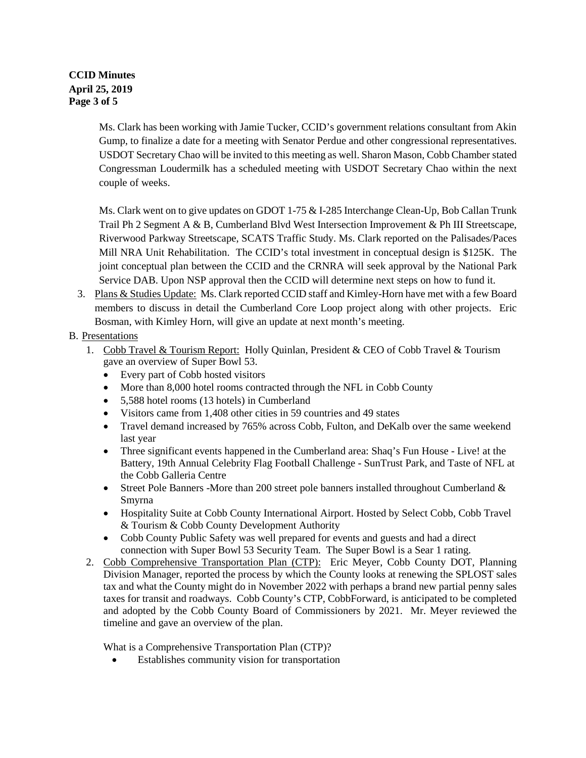Ms. Clark has been working with Jamie Tucker, CCID's government relations consultant from Akin Gump, to finalize a date for a meeting with Senator Perdue and other congressional representatives. USDOT Secretary Chao will be invited to this meeting as well. Sharon Mason, Cobb Chamber stated Congressman Loudermilk has a scheduled meeting with USDOT Secretary Chao within the next couple of weeks.

Ms. Clark went on to give updates on GDOT 1-75 & I-285 Interchange Clean-Up, Bob Callan Trunk Trail Ph 2 Segment A & B, Cumberland Blvd West Intersection Improvement & Ph III Streetscape, Riverwood Parkway Streetscape, SCATS Traffic Study. Ms. Clark reported on the Palisades/Paces Mill NRA Unit Rehabilitation. The CCID's total investment in conceptual design is $125K. The joint conceptual plan between the CCID and the CRNRA will seek approval by the National Park Service DAB. Upon NSP approval then the CCID will determine next steps on how to fund it.

3. Plans & Studies Update: Ms. Clark reported CCID staff and Kimley-Horn have met with a few Board members to discuss in detail the Cumberland Core Loop project along with other projects. Eric Bosman, with Kimley Horn, will give an update at next month's meeting.

B. Presentations

1. Cobb Travel & Tourism Report: Holly Quinlan, President & CEO of Cobb Travel & Tourism gave an overview of Super Bowl 53.
   - Every part of Cobb hosted visitors
   - More than 8,000 hotel rooms contracted through the NFL in Cobb County
   - 5,588 hotel rooms (13 hotels) in Cumberland
   - Visitors came from 1,408 other cities in 59 countries and 49 states
   - Travel demand increased by 765% across Cobb, Fulton, and DeKalb over the same weekend last year
   - Three significant events happened in the Cumberland area: Shaq's Fun House - Live! at the Battery, 19th Annual Celebrity Flag Football Challenge - SunTrust Park, and Taste of NFL at the Cobb Galleria Centre
   - Street Pole Banners -More than 200 street pole banners installed throughout Cumberland & Smyrna
   - Hospitality Suite at Cobb County International Airport. Hosted by Select Cobb, Cobb Travel & Tourism & Cobb County Development Authority
   - Cobb County Public Safety was well prepared for events and guests and had a direct connection with Super Bowl 53 Security Team. The Super Bowl is a Sear 1 rating.
2. Cobb Comprehensive Transportation Plan (CTP): Eric Meyer, Cobb County DOT, Planning Division Manager, reported the process by which the County looks at renewing the SPLOST sales tax and what the County might do in November 2022 with perhaps a brand new partial penny sales taxes for transit and roadways. Cobb County's CTP, CobbForward, is anticipated to be completed and adopted by the Cobb County Board of Commissioners by 2021. Mr. Meyer reviewed the timeline and gave an overview of the plan.

   What is a Comprehensive Transportation Plan (CTP)?
   - Establishes community vision for transportation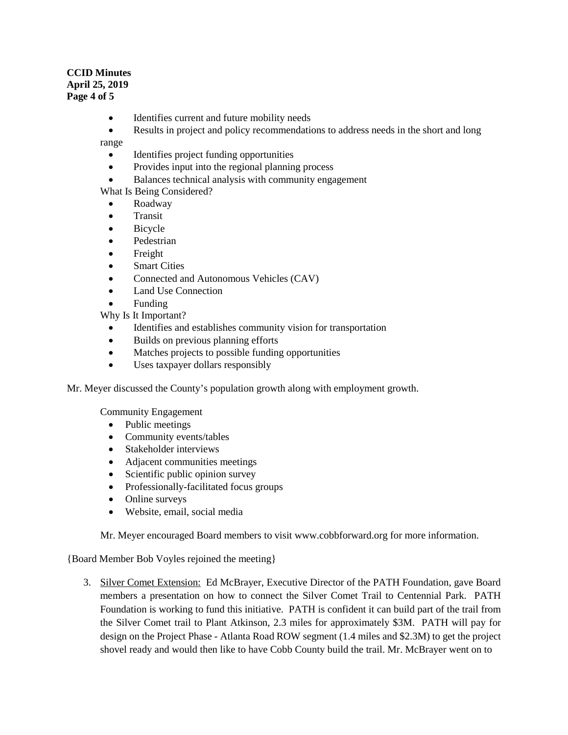- Identifies current and future mobility needs
- Results in project and policy recommendations to address needs in the short and long range
- Identifies project funding opportunities
- Provides input into the regional planning process
- Balances technical analysis with community engagement

What Is Being Considered?

- Roadway
- Transit
- Bicycle
- Pedestrian
- Freight
- Smart Cities
- Connected and Autonomous Vehicles (CAV)
- Land Use Connection
- Funding

Why Is It Important?

- Identifies and establishes community vision for transportation
- Builds on previous planning efforts
- Matches projects to possible funding opportunities
- Uses taxpayer dollars responsibly

Mr. Meyer discussed the County's population growth along with employment growth.

Community Engagement

- Public meetings
- Community events/tables
- Stakeholder interviews
- Adjacent communities meetings
- Scientific public opinion survey
- Professionally-facilitated focus groups
- Online surveys
- Website, email, social media

Mr. Meyer encouraged Board members to visit www.cobbforward.org for more information.

{Board Member Bob Voyles rejoined the meeting}

3. Silver Comet Extension: Ed McBrayer, Executive Director of the PATH Foundation, gave Board members a presentation on how to connect the Silver Comet Trail to Centennial Park. PATH Foundation is working to fund this initiative. PATH is confident it can build part of the trail from the Silver Comet trail to Plant Atkinson, 2.3 miles for approximately $3M. PATH will pay for design on the Project Phase - Atlanta Road ROW segment (1.4 miles and $2.3M) to get the project shovel ready and would then like to have Cobb County build the trail. Mr. McBrayer went on to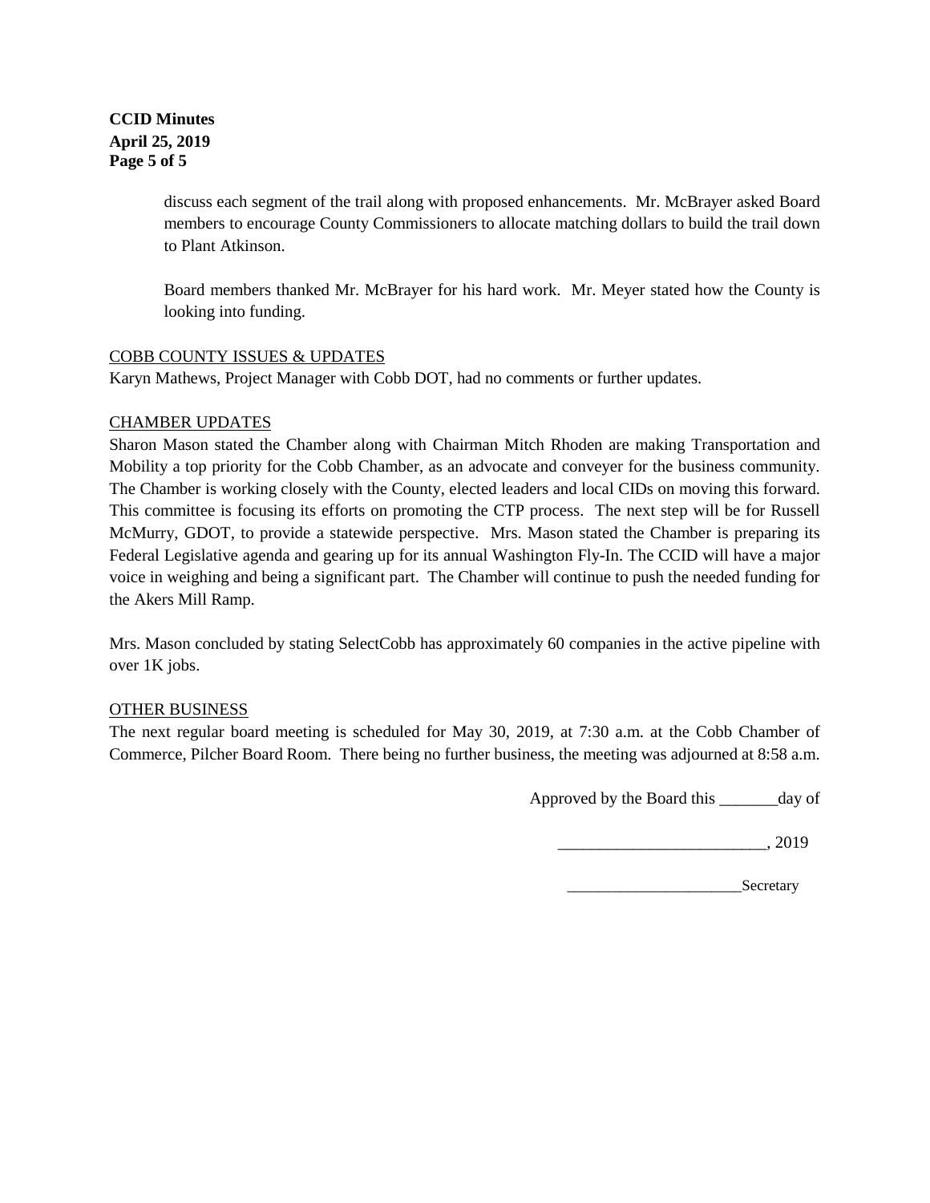discuss each segment of the trail along with proposed enhancements. Mr. McBrayer asked Board members to encourage County Commissioners to allocate matching dollars to build the trail down to Plant Atkinson.

Board members thanked Mr. McBrayer for his hard work. Mr. Meyer stated how the County is looking into funding.

## COBB COUNTY ISSUES & UPDATES

Karyn Mathews, Project Manager with Cobb DOT, had no comments or further updates.

## CHAMBER UPDATES

Sharon Mason stated the Chamber along with Chairman Mitch Rhoden are making Transportation and Mobility a top priority for the Cobb Chamber, as an advocate and conveyer for the business community. The Chamber is working closely with the County, elected leaders and local CIDs on moving this forward. This committee is focusing its efforts on promoting the CTP process. The next step will be for Russell McMurry, GDOT, to provide a statewide perspective. Mrs. Mason stated the Chamber is preparing its Federal Legislative agenda and gearing up for its annual Washington Fly-In. The CCID will have a major voice in weighing and being a significant part. The Chamber will continue to push the needed funding for the Akers Mill Ramp.

Mrs. Mason concluded by stating SelectCobb has approximately 60 companies in the active pipeline with over 1K jobs.

## OTHER BUSINESS

The next regular board meeting is scheduled for May 30, 2019, at 7:30 a.m. at the Cobb Chamber of Commerce, Pilcher Board Room. There being no further business, the meeting was adjourned at 8:58 a.m.

Approved by the Board this _______day of

_________________________, 2019

______________________Secretary